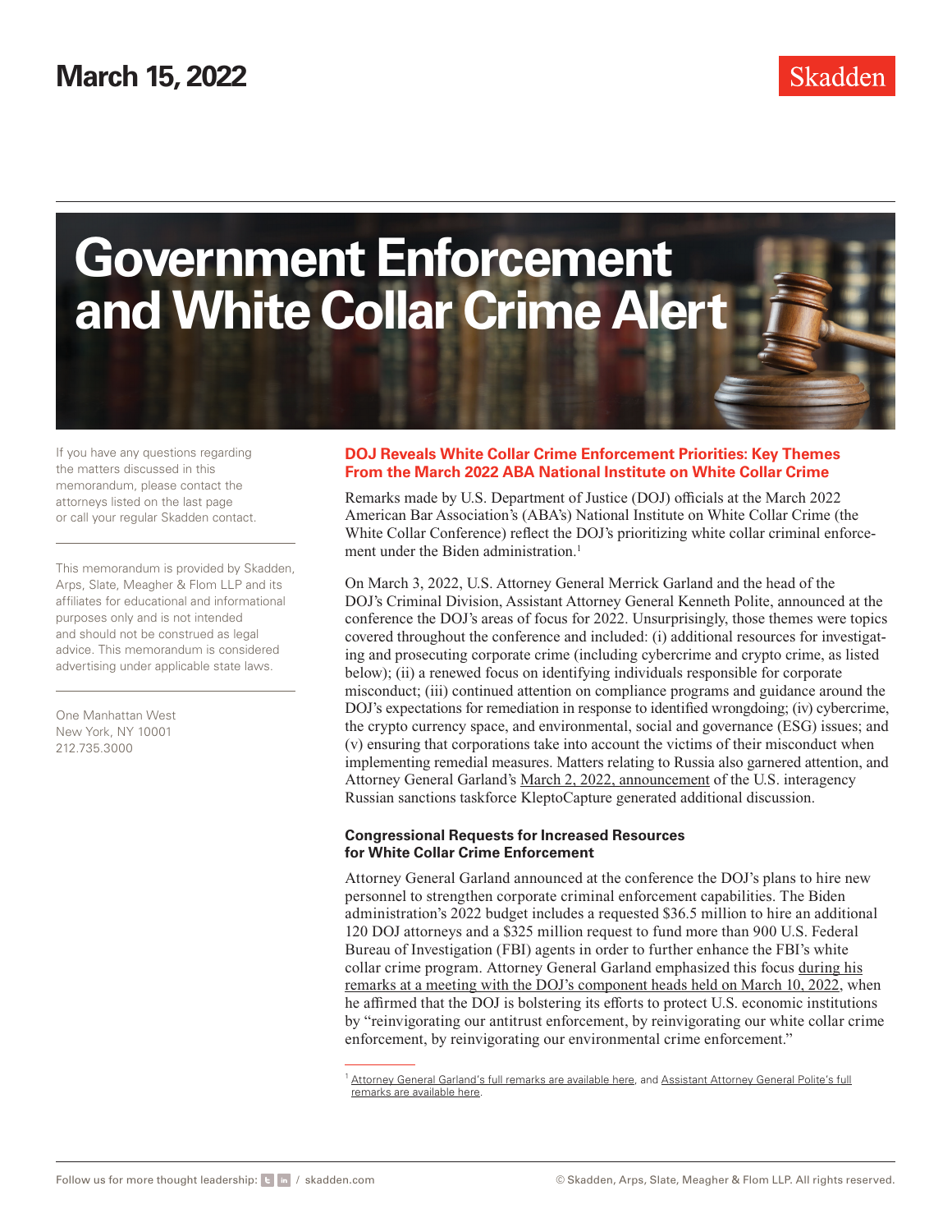March 15, 2022

# Government Enforcement and White Collar Crime Alert

If you have any questions regarding the matters discussed in this memorandum, please contact the attorneys listed on the last page or call your regular Skadden contact.

This memorandum is provided by Skadden, Arps, Slate, Meagher & Flom LLP and its affiliates for educational and informational purposes only and is not intended and should not be construed as legal advice. This memorandum is considered advertising under applicable state laws.

One Manhattan West
New York, NY 10001
212.735.3000

## DOJ Reveals White Collar Crime Enforcement Priorities: Key Themes From the March 2022 ABA National Institute on White Collar Crime

Remarks made by U.S. Department of Justice (DOJ) officials at the March 2022 American Bar Association's (ABA's) National Institute on White Collar Crime (the White Collar Conference) reflect the DOJ's prioritizing white collar criminal enforcement under the Biden administration.[1]

On March 3, 2022, U.S. Attorney General Merrick Garland and the head of the DOJ's Criminal Division, Assistant Attorney General Kenneth Polite, announced at the conference the DOJ's areas of focus for 2022. Unsurprisingly, those themes were topics covered throughout the conference and included: (i) additional resources for investigating and prosecuting corporate crime (including cybercrime and crypto crime, as listed below); (ii) a renewed focus on identifying individuals responsible for corporate misconduct; (iii) continued attention on compliance programs and guidance around the DOJ's expectations for remediation in response to identified wrongdoing; (iv) cybercrime, the crypto currency space, and environmental, social and governance (ESG) issues; and (v) ensuring that corporations take into account the victims of their misconduct when implementing remedial measures. Matters relating to Russia also garnered attention, and Attorney General Garland's March 2, 2022, announcement of the U.S. interagency Russian sanctions taskforce KleptoCapture generated additional discussion.

### Congressional Requests for Increased Resources for White Collar Crime Enforcement

Attorney General Garland announced at the conference the DOJ's plans to hire new personnel to strengthen corporate criminal enforcement capabilities. The Biden administration's 2022 budget includes a requested $36.5 million to hire an additional 120 DOJ attorneys and a $325 million request to fund more than 900 U.S. Federal Bureau of Investigation (FBI) agents in order to further enhance the FBI's white collar crime program. Attorney General Garland emphasized this focus during his remarks at a meeting with the DOJ's component heads held on March 10, 2022, when he affirmed that the DOJ is bolstering its efforts to protect U.S. economic institutions by "reinvigorating our antitrust enforcement, by reinvigorating our white collar crime enforcement, by reinvigorating our environmental crime enforcement."

[1] Attorney General Garland's full remarks are available here, and Assistant Attorney General Polite's full remarks are available here.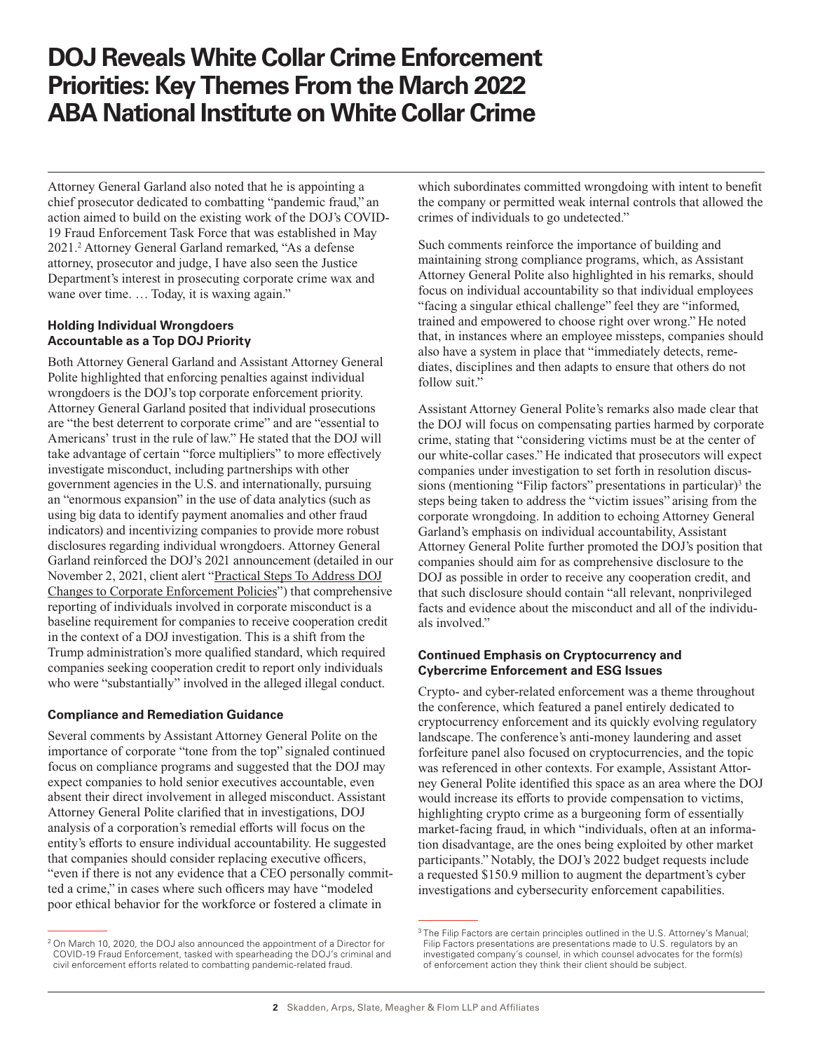# DOJ Reveals White Collar Crime Enforcement Priorities: Key Themes From the March 2022 ABA National Institute on White Collar Crime

Attorney General Garland also noted that he is appointing a chief prosecutor dedicated to combatting "pandemic fraud," an action aimed to build on the existing work of the DOJ's COVID-19 Fraud Enforcement Task Force that was established in May 2021.[2] Attorney General Garland remarked, "As a defense attorney, prosecutor and judge, I have also seen the Justice Department's interest in prosecuting corporate crime wax and wane over time. … Today, it is waxing again."

### Holding Individual Wrongdoers Accountable as a Top DOJ Priority

Both Attorney General Garland and Assistant Attorney General Polite highlighted that enforcing penalties against individual wrongdoers is the DOJ's top corporate enforcement priority. Attorney General Garland posited that individual prosecutions are "the best deterrent to corporate crime" and are "essential to Americans' trust in the rule of law." He stated that the DOJ will take advantage of certain "force multipliers" to more effectively investigate misconduct, including partnerships with other government agencies in the U.S. and internationally, pursuing an "enormous expansion" in the use of data analytics (such as using big data to identify payment anomalies and other fraud indicators) and incentivizing companies to provide more robust disclosures regarding individual wrongdoers. Attorney General Garland reinforced the DOJ's 2021 announcement (detailed in our November 2, 2021, client alert "Practical Steps To Address DOJ Changes to Corporate Enforcement Policies") that comprehensive reporting of individuals involved in corporate misconduct is a baseline requirement for companies to receive cooperation credit in the context of a DOJ investigation. This is a shift from the Trump administration's more qualified standard, which required companies seeking cooperation credit to report only individuals who were "substantially" involved in the alleged illegal conduct.

### Compliance and Remediation Guidance

Several comments by Assistant Attorney General Polite on the importance of corporate "tone from the top" signaled continued focus on compliance programs and suggested that the DOJ may expect companies to hold senior executives accountable, even absent their direct involvement in alleged misconduct. Assistant Attorney General Polite clarified that in investigations, DOJ analysis of a corporation's remedial efforts will focus on the entity's efforts to ensure individual accountability. He suggested that companies should consider replacing executive officers, "even if there is not any evidence that a CEO personally committed a crime," in cases where such officers may have "modeled poor ethical behavior for the workforce or fostered a climate in which subordinates committed wrongdoing with intent to benefit the company or permitted weak internal controls that allowed the crimes of individuals to go undetected."

Such comments reinforce the importance of building and maintaining strong compliance programs, which, as Assistant Attorney General Polite also highlighted in his remarks, should focus on individual accountability so that individual employees "facing a singular ethical challenge" feel they are "informed, trained and empowered to choose right over wrong." He noted that, in instances where an employee missteps, companies should also have a system in place that "immediately detects, remediates, disciplines and then adapts to ensure that others do not follow suit."

Assistant Attorney General Polite's remarks also made clear that the DOJ will focus on compensating parties harmed by corporate crime, stating that "considering victims must be at the center of our white-collar cases." He indicated that prosecutors will expect companies under investigation to set forth in resolution discussions (mentioning "Filip factors" presentations in particular)[3] the steps being taken to address the "victim issues" arising from the corporate wrongdoing. In addition to echoing Attorney General Garland's emphasis on individual accountability, Assistant Attorney General Polite further promoted the DOJ's position that companies should aim for as comprehensive disclosure to the DOJ as possible in order to receive any cooperation credit, and that such disclosure should contain "all relevant, nonprivileged facts and evidence about the misconduct and all of the individuals involved."

### Continued Emphasis on Cryptocurrency and Cybercrime Enforcement and ESG Issues

Crypto- and cyber-related enforcement was a theme throughout the conference, which featured a panel entirely dedicated to cryptocurrency enforcement and its quickly evolving regulatory landscape. The conference's anti-money laundering and asset forfeiture panel also focused on cryptocurrencies, and the topic was referenced in other contexts. For example, Assistant Attorney General Polite identified this space as an area where the DOJ would increase its efforts to provide compensation to victims, highlighting crypto crime as a burgeoning form of essentially market-facing fraud, in which "individuals, often at an information disadvantage, are the ones being exploited by other market participants." Notably, the DOJ's 2022 budget requests include a requested $150.9 million to augment the department's cyber investigations and cybersecurity enforcement capabilities.

---

[2] On March 10, 2020, the DOJ also announced the appointment of a Director for COVID-19 Fraud Enforcement, tasked with spearheading the DOJ's criminal and civil enforcement efforts related to combatting pandemic-related fraud.

[3] The Filip Factors are certain principles outlined in the U.S. Attorney's Manual; Filip Factors presentations are presentations made to U.S. regulators by an investigated company's counsel, in which counsel advocates for the form(s) of enforcement action they think their client should be subject.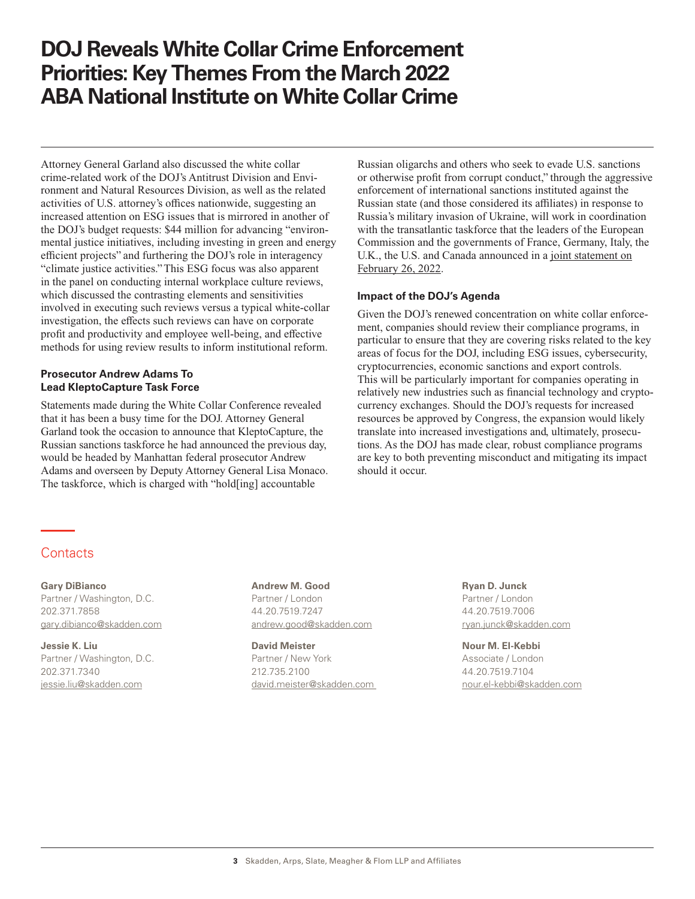# DOJ Reveals White Collar Crime Enforcement Priorities: Key Themes From the March 2022 ABA National Institute on White Collar Crime

Attorney General Garland also discussed the white collar crime-related work of the DOJ's Antitrust Division and Environment and Natural Resources Division, as well as the related activities of U.S. attorney's offices nationwide, suggesting an increased attention on ESG issues that is mirrored in another of the DOJ's budget requests: $44 million for advancing "environmental justice initiatives, including investing in green and energy efficient projects" and furthering the DOJ's role in interagency "climate justice activities." This ESG focus was also apparent in the panel on conducting internal workplace culture reviews, which discussed the contrasting elements and sensitivities involved in executing such reviews versus a typical white-collar investigation, the effects such reviews can have on corporate profit and productivity and employee well-being, and effective methods for using review results to inform institutional reform.

**Prosecutor Andrew Adams To Lead KleptoCapture Task Force**

Statements made during the White Collar Conference revealed that it has been a busy time for the DOJ. Attorney General Garland took the occasion to announce that KleptoCapture, the Russian sanctions taskforce he had announced the previous day, would be headed by Manhattan federal prosecutor Andrew Adams and overseen by Deputy Attorney General Lisa Monaco. The taskforce, which is charged with "hold[ing] accountable Russian oligarchs and others who seek to evade U.S. sanctions or otherwise profit from corrupt conduct," through the aggressive enforcement of international sanctions instituted against the Russian state (and those considered its affiliates) in response to Russia's military invasion of Ukraine, will work in coordination with the transatlantic taskforce that the leaders of the European Commission and the governments of France, Germany, Italy, the U.K., the U.S. and Canada announced in a joint statement on February 26, 2022.

**Impact of the DOJ's Agenda**

Given the DOJ's renewed concentration on white collar enforcement, companies should review their compliance programs, in particular to ensure that they are covering risks related to the key areas of focus for the DOJ, including ESG issues, cybersecurity, cryptocurrencies, economic sanctions and export controls. This will be particularly important for companies operating in relatively new industries such as financial technology and cryptocurrency exchanges. Should the DOJ's requests for increased resources be approved by Congress, the expansion would likely translate into increased investigations and, ultimately, prosecutions. As the DOJ has made clear, robust compliance programs are key to both preventing misconduct and mitigating its impact should it occur.

## Contacts

**Gary DiBianco**
Partner / Washington, D.C.
202.371.7858
gary.dibianco@skadden.com

**Jessie K. Liu**
Partner / Washington, D.C.
202.371.7340
jessie.liu@skadden.com

**Andrew M. Good**
Partner / London
44.20.7519.7247
andrew.good@skadden.com

**David Meister**
Partner / New York
212.735.2100
david.meister@skadden.com

**Ryan D. Junck**
Partner / London
44.20.7519.7006
ryan.junck@skadden.com

**Nour M. El-Kebbi**
Associate / London
44.20.7519.7104
nour.el-kebbi@skadden.com